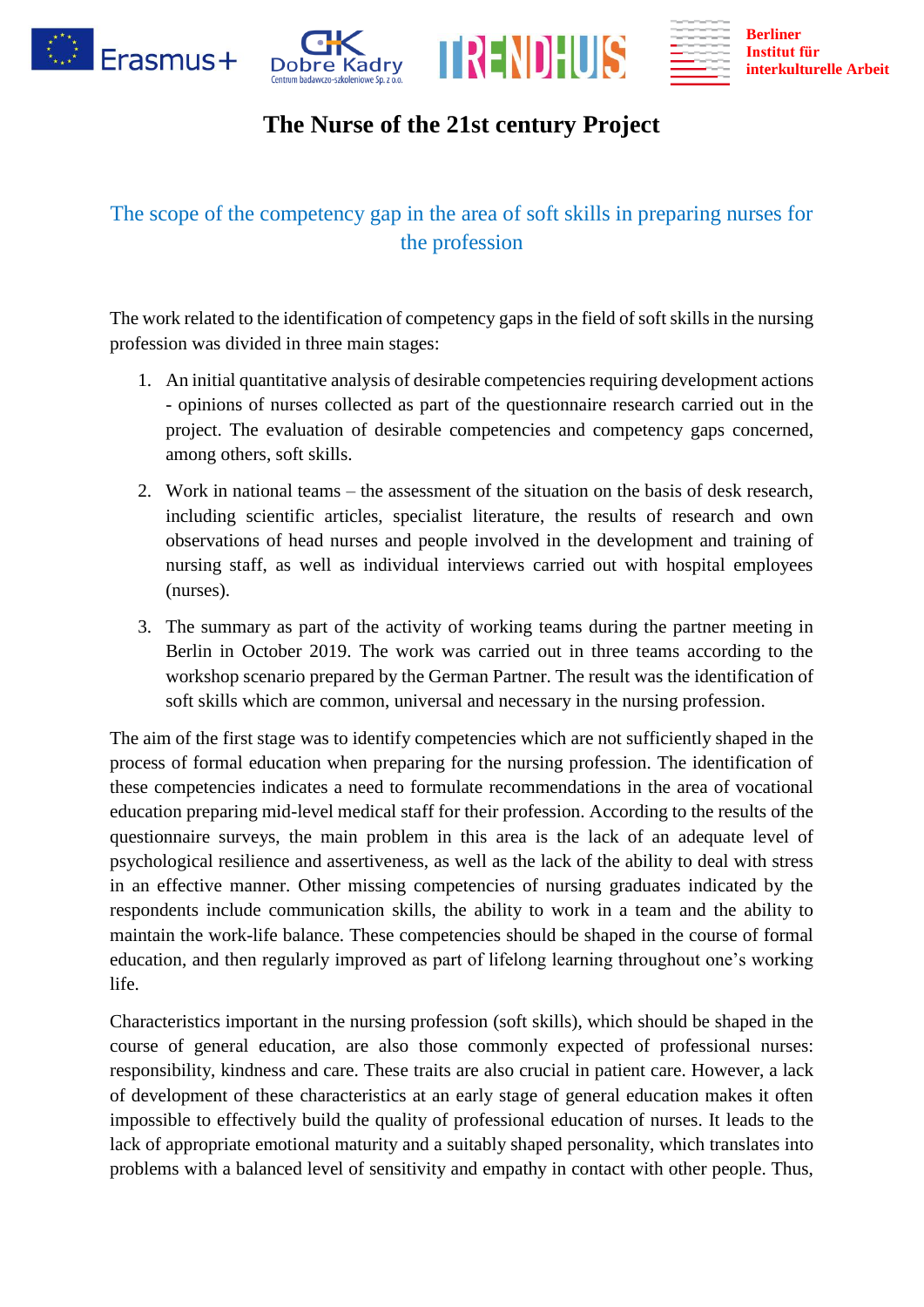# The Nurse of the 21st century Project

## The scope of the competency gap in the area of soft skills in preparing nurses for the profession

The work related to the identification of competency gaps in the field of soft skills in the nursing profession was divided in three main stages:

1. An initial quantitative analysis of desirable competencies requiring development actions - opinions of nurses collected as part of the questionnaire research carried out in the project. The evaluation of desirable competencies and competency gaps concerned, among others, soft skills.
2. Work in national teams – the assessment of the situation on the basis of desk research, including scientific articles, specialist literature, the results of research and own observations of head nurses and people involved in the development and training of nursing staff, as well as individual interviews carried out with hospital employees (nurses).
3. The summary as part of the activity of working teams during the partner meeting in Berlin in October 2019. The work was carried out in three teams according to the workshop scenario prepared by the German Partner. The result was the identification of soft skills which are common, universal and necessary in the nursing profession.

The aim of the first stage was to identify competencies which are not sufficiently shaped in the process of formal education when preparing for the nursing profession. The identification of these competencies indicates a need to formulate recommendations in the area of vocational education preparing mid-level medical staff for their profession. According to the results of the questionnaire surveys, the main problem in this area is the lack of an adequate level of psychological resilience and assertiveness, as well as the lack of the ability to deal with stress in an effective manner. Other missing competencies of nursing graduates indicated by the respondents include communication skills, the ability to work in a team and the ability to maintain the work-life balance. These competencies should be shaped in the course of formal education, and then regularly improved as part of lifelong learning throughout one's working life.

Characteristics important in the nursing profession (soft skills), which should be shaped in the course of general education, are also those commonly expected of professional nurses: responsibility, kindness and care. These traits are also crucial in patient care. However, a lack of development of these characteristics at an early stage of general education makes it often impossible to effectively build the quality of professional education of nurses. It leads to the lack of appropriate emotional maturity and a suitably shaped personality, which translates into problems with a balanced level of sensitivity and empathy in contact with other people. Thus,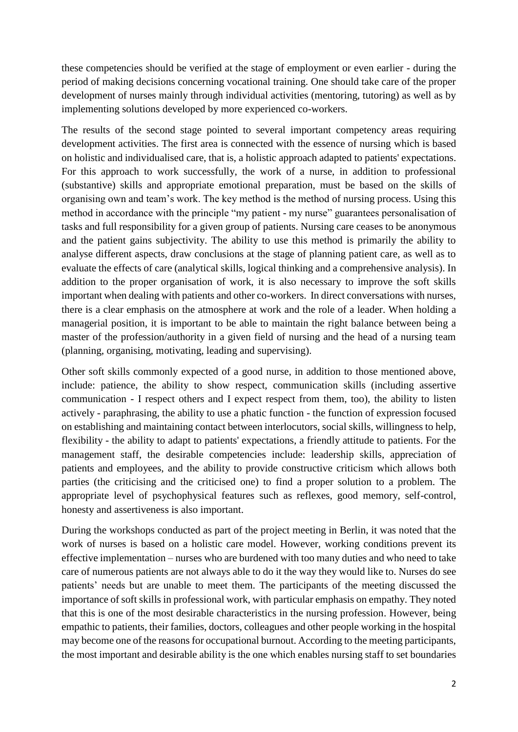these competencies should be verified at the stage of employment or even earlier - during the period of making decisions concerning vocational training. One should take care of the proper development of nurses mainly through individual activities (mentoring, tutoring) as well as by implementing solutions developed by more experienced co-workers.

The results of the second stage pointed to several important competency areas requiring development activities. The first area is connected with the essence of nursing which is based on holistic and individualised care, that is, a holistic approach adapted to patients' expectations. For this approach to work successfully, the work of a nurse, in addition to professional (substantive) skills and appropriate emotional preparation, must be based on the skills of organising own and team's work. The key method is the method of nursing process. Using this method in accordance with the principle "my patient - my nurse" guarantees personalisation of tasks and full responsibility for a given group of patients. Nursing care ceases to be anonymous and the patient gains subjectivity. The ability to use this method is primarily the ability to analyse different aspects, draw conclusions at the stage of planning patient care, as well as to evaluate the effects of care (analytical skills, logical thinking and a comprehensive analysis). In addition to the proper organisation of work, it is also necessary to improve the soft skills important when dealing with patients and other co-workers. In direct conversations with nurses, there is a clear emphasis on the atmosphere at work and the role of a leader. When holding a managerial position, it is important to be able to maintain the right balance between being a master of the profession/authority in a given field of nursing and the head of a nursing team (planning, organising, motivating, leading and supervising).

Other soft skills commonly expected of a good nurse, in addition to those mentioned above, include: patience, the ability to show respect, communication skills (including assertive communication - I respect others and I expect respect from them, too), the ability to listen actively - paraphrasing, the ability to use a phatic function - the function of expression focused on establishing and maintaining contact between interlocutors, social skills, willingness to help, flexibility - the ability to adapt to patients' expectations, a friendly attitude to patients. For the management staff, the desirable competencies include: leadership skills, appreciation of patients and employees, and the ability to provide constructive criticism which allows both parties (the criticising and the criticised one) to find a proper solution to a problem. The appropriate level of psychophysical features such as reflexes, good memory, self-control, honesty and assertiveness is also important.

During the workshops conducted as part of the project meeting in Berlin, it was noted that the work of nurses is based on a holistic care model. However, working conditions prevent its effective implementation – nurses who are burdened with too many duties and who need to take care of numerous patients are not always able to do it the way they would like to. Nurses do see patients' needs but are unable to meet them. The participants of the meeting discussed the importance of soft skills in professional work, with particular emphasis on empathy. They noted that this is one of the most desirable characteristics in the nursing profession. However, being empathic to patients, their families, doctors, colleagues and other people working in the hospital may become one of the reasons for occupational burnout. According to the meeting participants, the most important and desirable ability is the one which enables nursing staff to set boundaries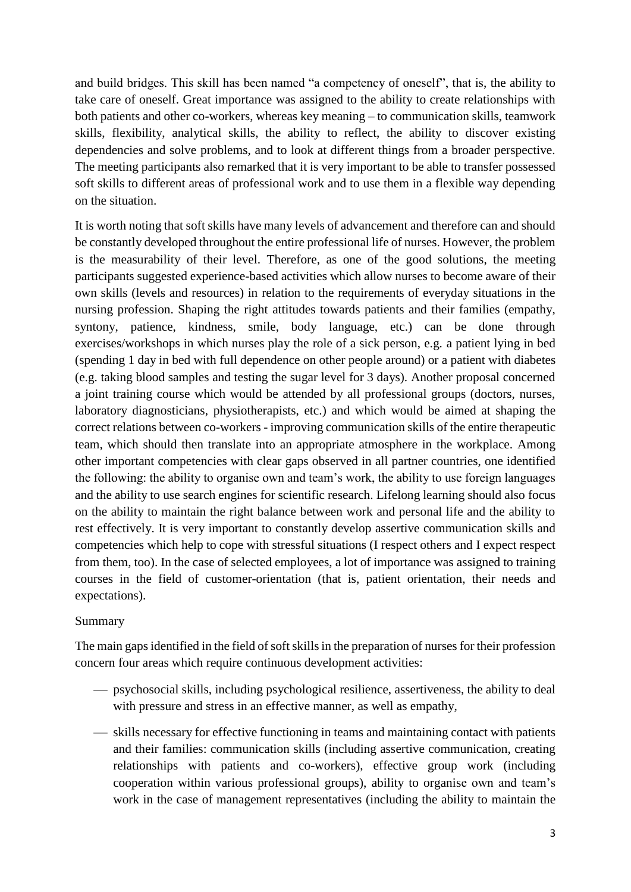and build bridges. This skill has been named "a competency of oneself", that is, the ability to take care of oneself. Great importance was assigned to the ability to create relationships with both patients and other co-workers, whereas key meaning – to communication skills, teamwork skills, flexibility, analytical skills, the ability to reflect, the ability to discover existing dependencies and solve problems, and to look at different things from a broader perspective. The meeting participants also remarked that it is very important to be able to transfer possessed soft skills to different areas of professional work and to use them in a flexible way depending on the situation.

It is worth noting that soft skills have many levels of advancement and therefore can and should be constantly developed throughout the entire professional life of nurses. However, the problem is the measurability of their level. Therefore, as one of the good solutions, the meeting participants suggested experience-based activities which allow nurses to become aware of their own skills (levels and resources) in relation to the requirements of everyday situations in the nursing profession. Shaping the right attitudes towards patients and their families (empathy, syntony, patience, kindness, smile, body language, etc.) can be done through exercises/workshops in which nurses play the role of a sick person, e.g. a patient lying in bed (spending 1 day in bed with full dependence on other people around) or a patient with diabetes (e.g. taking blood samples and testing the sugar level for 3 days). Another proposal concerned a joint training course which would be attended by all professional groups (doctors, nurses, laboratory diagnosticians, physiotherapists, etc.) and which would be aimed at shaping the correct relations between co-workers - improving communication skills of the entire therapeutic team, which should then translate into an appropriate atmosphere in the workplace. Among other important competencies with clear gaps observed in all partner countries, one identified the following: the ability to organise own and team's work, the ability to use foreign languages and the ability to use search engines for scientific research. Lifelong learning should also focus on the ability to maintain the right balance between work and personal life and the ability to rest effectively. It is very important to constantly develop assertive communication skills and competencies which help to cope with stressful situations (I respect others and I expect respect from them, too). In the case of selected employees, a lot of importance was assigned to training courses in the field of customer-orientation (that is, patient orientation, their needs and expectations).

Summary

The main gaps identified in the field of soft skills in the preparation of nurses for their profession concern four areas which require continuous development activities:

- psychosocial skills, including psychological resilience, assertiveness, the ability to deal with pressure and stress in an effective manner, as well as empathy,
- skills necessary for effective functioning in teams and maintaining contact with patients and their families: communication skills (including assertive communication, creating relationships with patients and co-workers), effective group work (including cooperation within various professional groups), ability to organise own and team's work in the case of management representatives (including the ability to maintain the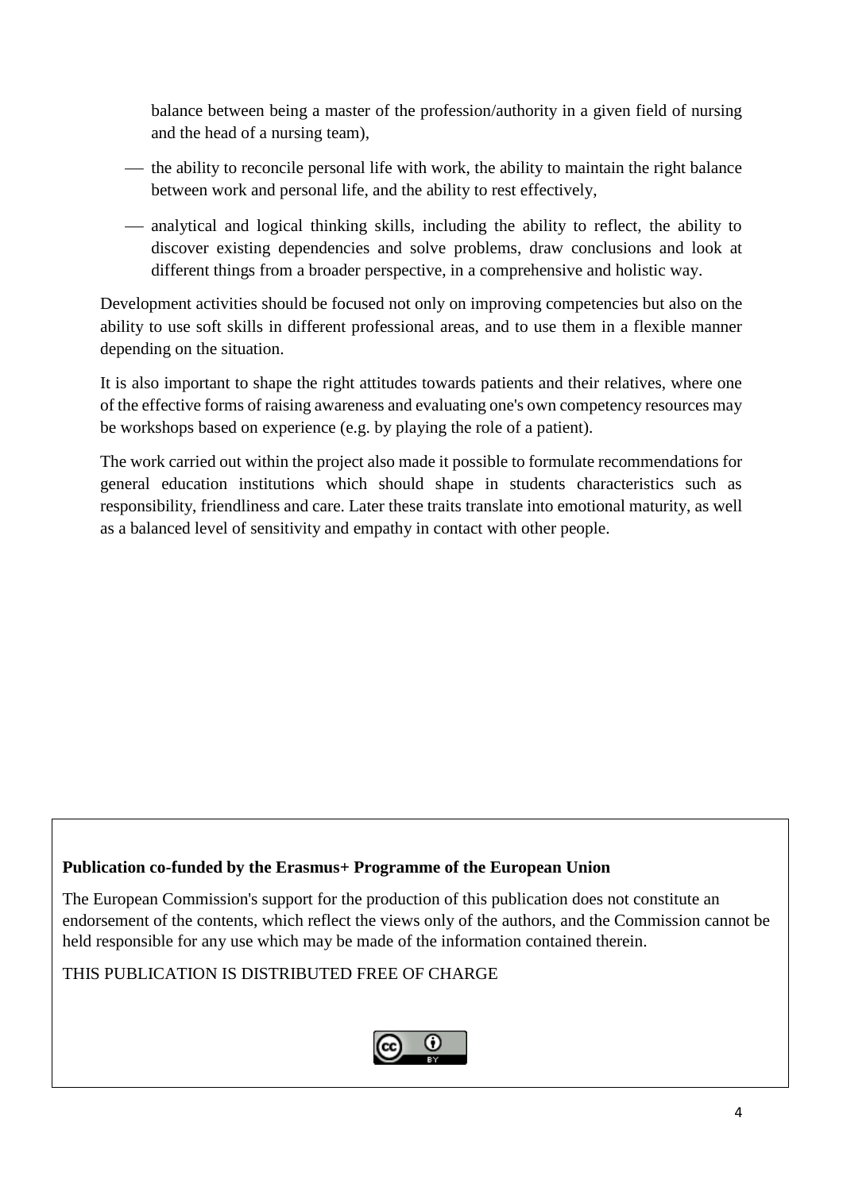balance between being a master of the profession/authority in a given field of nursing and the head of a nursing team),

- the ability to reconcile personal life with work, the ability to maintain the right balance between work and personal life, and the ability to rest effectively,
- analytical and logical thinking skills, including the ability to reflect, the ability to discover existing dependencies and solve problems, draw conclusions and look at different things from a broader perspective, in a comprehensive and holistic way.

Development activities should be focused not only on improving competencies but also on the ability to use soft skills in different professional areas, and to use them in a flexible manner depending on the situation.

It is also important to shape the right attitudes towards patients and their relatives, where one of the effective forms of raising awareness and evaluating one's own competency resources may be workshops based on experience (e.g. by playing the role of a patient).

The work carried out within the project also made it possible to formulate recommendations for general education institutions which should shape in students characteristics such as responsibility, friendliness and care. Later these traits translate into emotional maturity, as well as a balanced level of sensitivity and empathy in contact with other people.

**Publication co-funded by the Erasmus+ Programme of the European Union**

The European Commission's support for the production of this publication does not constitute an endorsement of the contents, which reflect the views only of the authors, and the Commission cannot be held responsible for any use which may be made of the information contained therein.

THIS PUBLICATION IS DISTRIBUTED FREE OF CHARGE